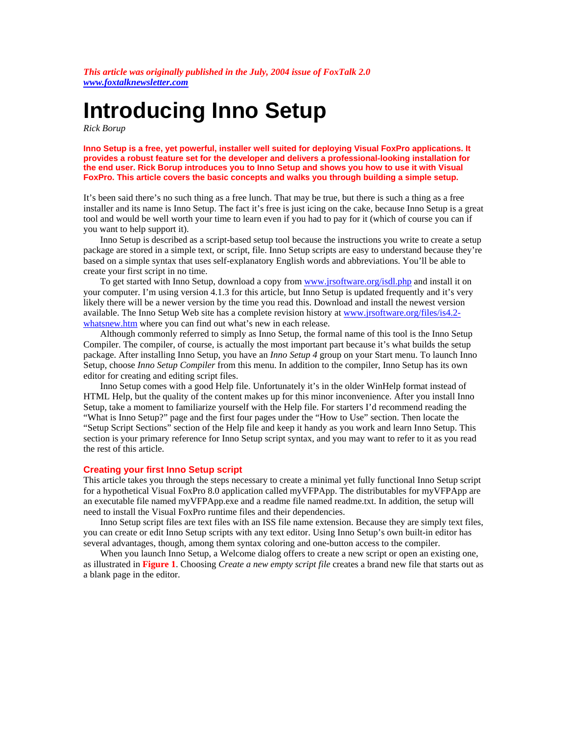***This article was originally published in the July, 2004 issue of FoxTalk 2.0***
***www.foxtalknewsletter.com***

# Introducing Inno Setup

*Rick Borup*

**Inno Setup is a free, yet powerful, installer well suited for deploying Visual FoxPro applications. It provides a robust feature set for the developer and delivers a professional-looking installation for the end user. Rick Borup introduces you to Inno Setup and shows you how to use it with Visual FoxPro. This article covers the basic concepts and walks you through building a simple setup.**

It's been said there's no such thing as a free lunch. That may be true, but there is such a thing as a free installer and its name is Inno Setup. The fact it's free is just icing on the cake, because Inno Setup is a great tool and would be well worth your time to learn even if you had to pay for it (which of course you can if you want to help support it).

Inno Setup is described as a script-based setup tool because the instructions you write to create a setup package are stored in a simple text, or script, file. Inno Setup scripts are easy to understand because they're based on a simple syntax that uses self-explanatory English words and abbreviations. You'll be able to create your first script in no time.

To get started with Inno Setup, download a copy from www.jrsoftware.org/isdl.php and install it on your computer. I'm using version 4.1.3 for this article, but Inno Setup is updated frequently and it's very likely there will be a newer version by the time you read this. Download and install the newest version available. The Inno Setup Web site has a complete revision history at www.jrsoftware.org/files/is4.2-whatsnew.htm where you can find out what's new in each release.

Although commonly referred to simply as Inno Setup, the formal name of this tool is the Inno Setup Compiler. The compiler, of course, is actually the most important part because it's what builds the setup package. After installing Inno Setup, you have an *Inno Setup 4* group on your Start menu. To launch Inno Setup, choose *Inno Setup Compiler* from this menu. In addition to the compiler, Inno Setup has its own editor for creating and editing script files.

Inno Setup comes with a good Help file. Unfortunately it's in the older WinHelp format instead of HTML Help, but the quality of the content makes up for this minor inconvenience. After you install Inno Setup, take a moment to familiarize yourself with the Help file. For starters I'd recommend reading the "What is Inno Setup?" page and the first four pages under the "How to Use" section. Then locate the "Setup Script Sections" section of the Help file and keep it handy as you work and learn Inno Setup. This section is your primary reference for Inno Setup script syntax, and you may want to refer to it as you read the rest of this article.

## Creating your first Inno Setup script

This article takes you through the steps necessary to create a minimal yet fully functional Inno Setup script for a hypothetical Visual FoxPro 8.0 application called myVFPApp. The distributables for myVFPApp are an executable file named myVFPApp.exe and a readme file named readme.txt. In addition, the setup will need to install the Visual FoxPro runtime files and their dependencies.

Inno Setup script files are text files with an ISS file name extension. Because they are simply text files, you can create or edit Inno Setup scripts with any text editor. Using Inno Setup's own built-in editor has several advantages, though, among them syntax coloring and one-button access to the compiler.

When you launch Inno Setup, a Welcome dialog offers to create a new script or open an existing one, as illustrated in **Figure 1**. Choosing *Create a new empty script file* creates a brand new file that starts out as a blank page in the editor.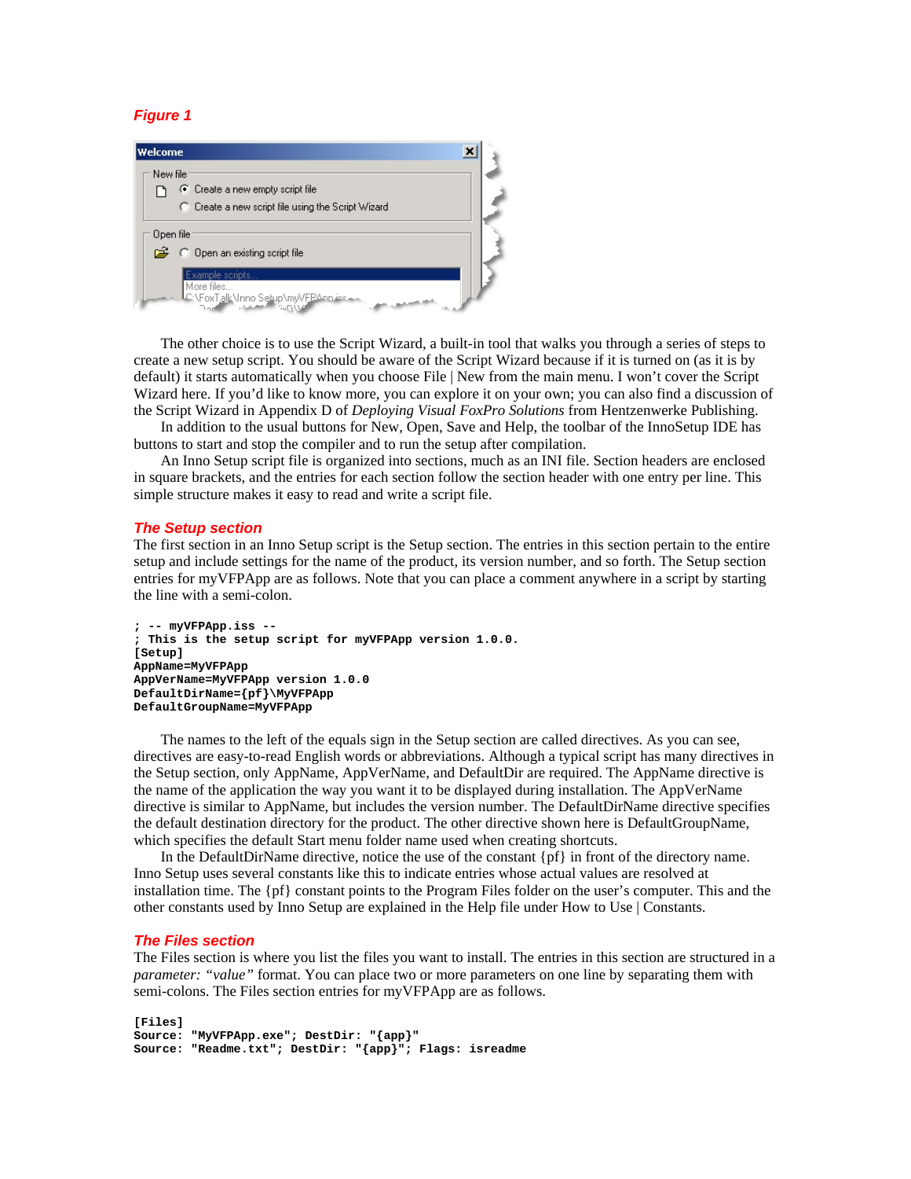***Figure 1***

The other choice is to use the Script Wizard, a built-in tool that walks you through a series of steps to create a new setup script. You should be aware of the Script Wizard because if it is turned on (as it is by default) it starts automatically when you choose File | New from the main menu. I won't cover the Script Wizard here. If you'd like to know more, you can explore it on your own; you can also find a discussion of the Script Wizard in Appendix D of *Deploying Visual FoxPro Solutions* from Hentzenwerke Publishing.

In addition to the usual buttons for New, Open, Save and Help, the toolbar of the InnoSetup IDE has buttons to start and stop the compiler and to run the setup after compilation.

An Inno Setup script file is organized into sections, much as an INI file. Section headers are enclosed in square brackets, and the entries for each section follow the section header with one entry per line. This simple structure makes it easy to read and write a script file.

## The Setup section

The first section in an Inno Setup script is the Setup section. The entries in this section pertain to the entire setup and include settings for the name of the product, its version number, and so forth. The Setup section entries for myVFPApp are as follows. Note that you can place a comment anywhere in a script by starting the line with a semi-colon.

```
; -- myVFPApp.iss --
; This is the setup script for myVFPApp version 1.0.0.
[Setup]
AppName=MyVFPApp
AppVerName=MyVFPApp version 1.0.0
DefaultDirName={pf}\MyVFPApp
DefaultGroupName=MyVFPApp
```

The names to the left of the equals sign in the Setup section are called directives. As you can see, directives are easy-to-read English words or abbreviations. Although a typical script has many directives in the Setup section, only AppName, AppVerName, and DefaultDir are required. The AppName directive is the name of the application the way you want it to be displayed during installation. The AppVerName directive is similar to AppName, but includes the version number. The DefaultDirName directive specifies the default destination directory for the product. The other directive shown here is DefaultGroupName, which specifies the default Start menu folder name used when creating shortcuts.

In the DefaultDirName directive, notice the use of the constant {pf} in front of the directory name. Inno Setup uses several constants like this to indicate entries whose actual values are resolved at installation time. The {pf} constant points to the Program Files folder on the user's computer. This and the other constants used by Inno Setup are explained in the Help file under How to Use | Constants.

## The Files section

The Files section is where you list the files you want to install. The entries in this section are structured in a *parameter: "value"* format. You can place two or more parameters on one line by separating them with semi-colons. The Files section entries for myVFPApp are as follows.

```
[Files]
Source: "MyVFPApp.exe"; DestDir: "{app}"
Source: "Readme.txt"; DestDir: "{app}"; Flags: isreadme
```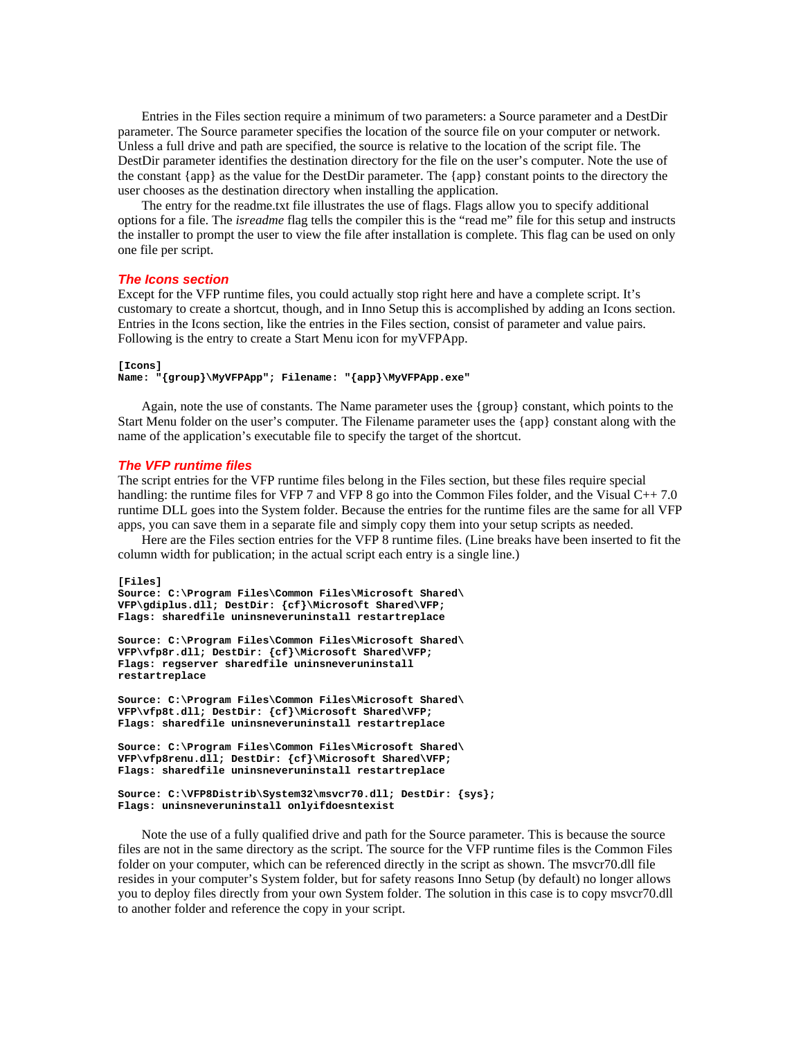Entries in the Files section require a minimum of two parameters: a Source parameter and a DestDir parameter. The Source parameter specifies the location of the source file on your computer or network. Unless a full drive and path are specified, the source is relative to the location of the script file. The DestDir parameter identifies the destination directory for the file on the user's computer. Note the use of the constant {app} as the value for the DestDir parameter. The {app} constant points to the directory the user chooses as the destination directory when installing the application.

The entry for the readme.txt file illustrates the use of flags. Flags allow you to specify additional options for a file. The *isreadme* flag tells the compiler this is the "read me" file for this setup and instructs the installer to prompt the user to view the file after installation is complete. This flag can be used on only one file per script.

### *The Icons section*

Except for the VFP runtime files, you could actually stop right here and have a complete script. It's customary to create a shortcut, though, and in Inno Setup this is accomplished by adding an Icons section. Entries in the Icons section, like the entries in the Files section, consist of parameter and value pairs. Following is the entry to create a Start Menu icon for myVFPApp.

```
[Icons]
Name: "{group}\MyVFPApp"; Filename: "{app}\MyVFPApp.exe"
```

Again, note the use of constants. The Name parameter uses the {group} constant, which points to the Start Menu folder on the user's computer. The Filename parameter uses the {app} constant along with the name of the application's executable file to specify the target of the shortcut.

### *The VFP runtime files*

The script entries for the VFP runtime files belong in the Files section, but these files require special handling: the runtime files for VFP 7 and VFP 8 go into the Common Files folder, and the Visual C++ 7.0 runtime DLL goes into the System folder. Because the entries for the runtime files are the same for all VFP apps, you can save them in a separate file and simply copy them into your setup scripts as needed.

Here are the Files section entries for the VFP 8 runtime files. (Line breaks have been inserted to fit the column width for publication; in the actual script each entry is a single line.)

```
[Files]
Source: C:\Program Files\Common Files\Microsoft Shared\
VFP\gdiplus.dll; DestDir: {cf}\Microsoft Shared\VFP;
Flags: sharedfile uninsneveruninstall restartreplace

Source: C:\Program Files\Common Files\Microsoft Shared\
VFP\vfp8r.dll; DestDir: {cf}\Microsoft Shared\VFP;
Flags: regserver sharedfile uninsneveruninstall
restartreplace

Source: C:\Program Files\Common Files\Microsoft Shared\
VFP\vfp8t.dll; DestDir: {cf}\Microsoft Shared\VFP;
Flags: sharedfile uninsneveruninstall restartreplace

Source: C:\Program Files\Common Files\Microsoft Shared\
VFP\vfp8renu.dll; DestDir: {cf}\Microsoft Shared\VFP;
Flags: sharedfile uninsneveruninstall restartreplace

Source: C:\VFP8Distrib\System32\msvcr70.dll; DestDir: {sys};
Flags: uninsneveruninstall onlyifdoesntexist
```

Note the use of a fully qualified drive and path for the Source parameter. This is because the source files are not in the same directory as the script. The source for the VFP runtime files is the Common Files folder on your computer, which can be referenced directly in the script as shown. The msvcr70.dll file resides in your computer's System folder, but for safety reasons Inno Setup (by default) no longer allows you to deploy files directly from your own System folder. The solution in this case is to copy msvcr70.dll to another folder and reference the copy in your script.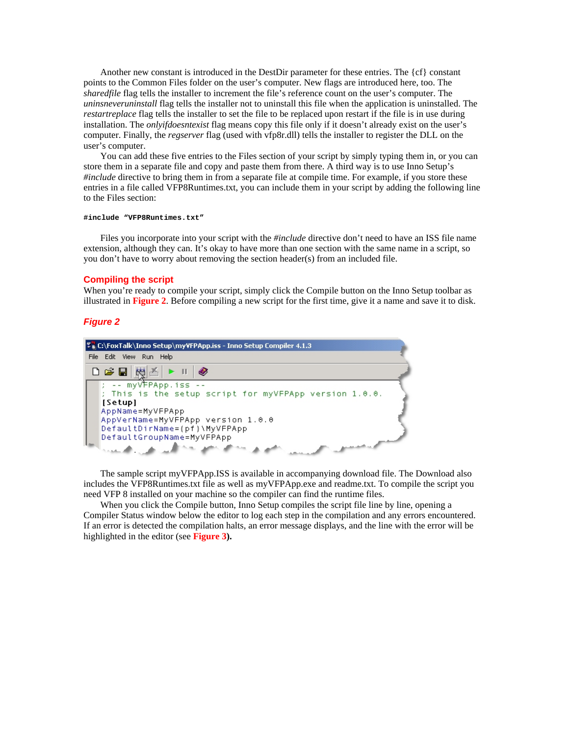Another new constant is introduced in the DestDir parameter for these entries. The {cf} constant points to the Common Files folder on the user's computer. New flags are introduced here, too. The *sharedfile* flag tells the installer to increment the file's reference count on the user's computer. The *uninsneveruninstall* flag tells the installer not to uninstall this file when the application is uninstalled. The *restartreplace* flag tells the installer to set the file to be replaced upon restart if the file is in use during installation. The *onlyifdoesntexist* flag means copy this file only if it doesn't already exist on the user's computer. Finally, the *regserver* flag (used with vfp8r.dll) tells the installer to register the DLL on the user's computer.

You can add these five entries to the Files section of your script by simply typing them in, or you can store them in a separate file and copy and paste them from there. A third way is to use Inno Setup's *#include* directive to bring them in from a separate file at compile time. For example, if you store these entries in a file called VFP8Runtimes.txt, you can include them in your script by adding the following line to the Files section:

```
#include "VFP8Runtimes.txt"
```

Files you incorporate into your script with the *#include* directive don't need to have an ISS file name extension, although they can. It's okay to have more than one section with the same name in a script, so you don't have to worry about removing the section header(s) from an included file.

## Compiling the script

When you're ready to compile your script, simply click the Compile button on the Inno Setup toolbar as illustrated in **Figure 2**. Before compiling a new script for the first time, give it a name and save it to disk.

***Figure 2***

```
; -- myVFPApp.iss --
; This is the setup script for myVFPApp version 1.0.0.
[Setup]
AppName=MyVFPApp
AppVerName=MyVFPApp version 1.0.0
DefaultDirName={pf}\MyVFPApp
DefaultGroupName=MyVFPApp
```

The sample script myVFPApp.ISS is available in accompanying download file. The Download also includes the VFP8Runtimes.txt file as well as myVFPApp.exe and readme.txt. To compile the script you need VFP 8 installed on your machine so the compiler can find the runtime files.

When you click the Compile button, Inno Setup compiles the script file line by line, opening a Compiler Status window below the editor to log each step in the compilation and any errors encountered. If an error is detected the compilation halts, an error message displays, and the line with the error will be highlighted in the editor (see **Figure 3**).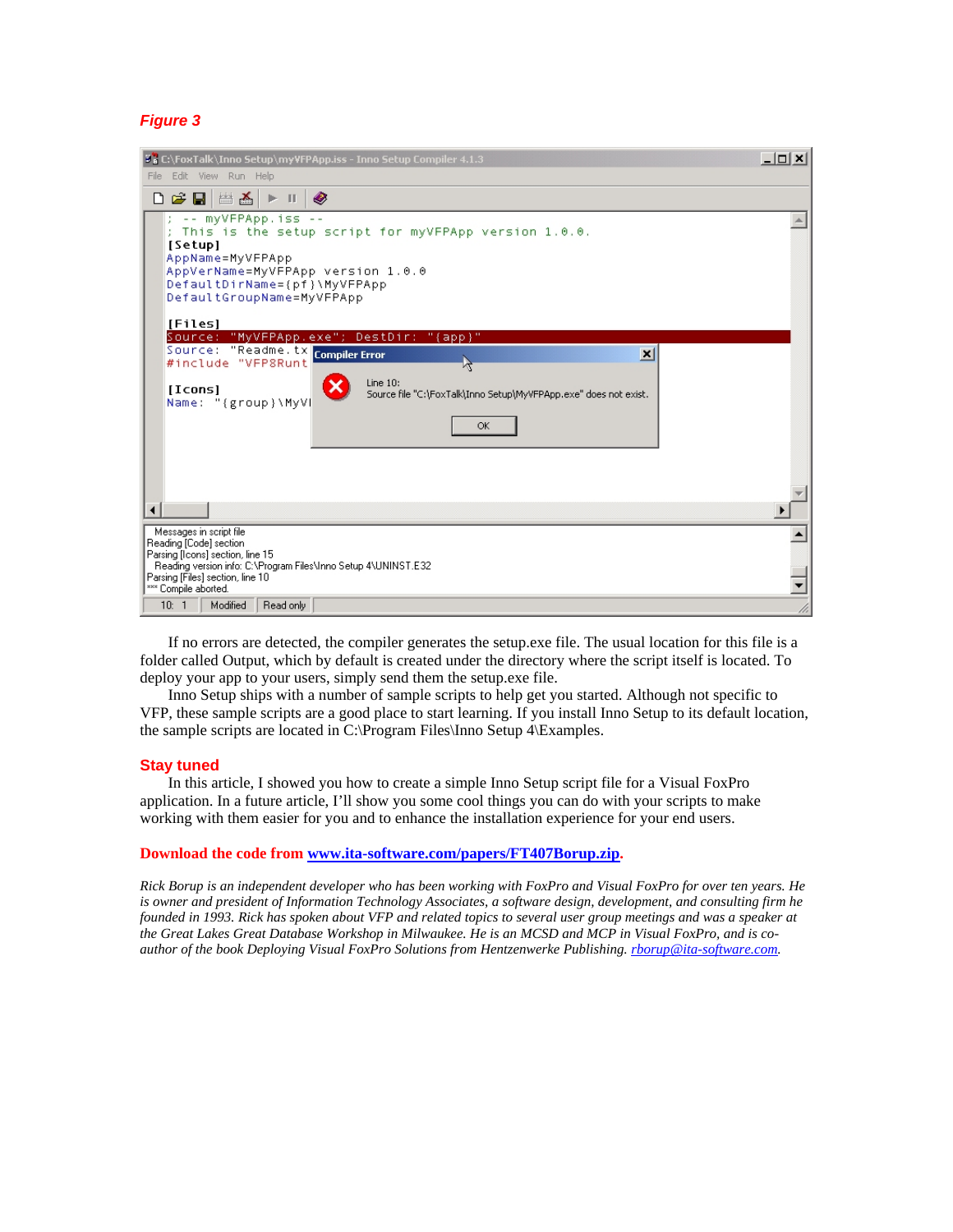*Figure 3*

If no errors are detected, the compiler generates the setup.exe file. The usual location for this file is a folder called Output, which by default is created under the directory where the script itself is located. To deploy your app to your users, simply send them the setup.exe file.

Inno Setup ships with a number of sample scripts to help get you started. Although not specific to VFP, these sample scripts are a good place to start learning. If you install Inno Setup to its default location, the sample scripts are located in C:\Program Files\Inno Setup 4\Examples.

## Stay tuned

In this article, I showed you how to create a simple Inno Setup script file for a Visual FoxPro application. In a future article, I'll show you some cool things you can do with your scripts to make working with them easier for you and to enhance the installation experience for your end users.

**Download the code from [www.ita-software.com/papers/FT407Borup.zip](www.ita-software.com/papers/FT407Borup.zip).**

*Rick Borup is an independent developer who has been working with FoxPro and Visual FoxPro for over ten years. He is owner and president of Information Technology Associates, a software design, development, and consulting firm he founded in 1993. Rick has spoken about VFP and related topics to several user group meetings and was a speaker at the Great Lakes Great Database Workshop in Milwaukee. He is an MCSD and MCP in Visual FoxPro, and is co-author of the book Deploying Visual FoxPro Solutions from Hentzenwerke Publishing. [rborup@ita-software.com](mailto:rborup@ita-software.com).*